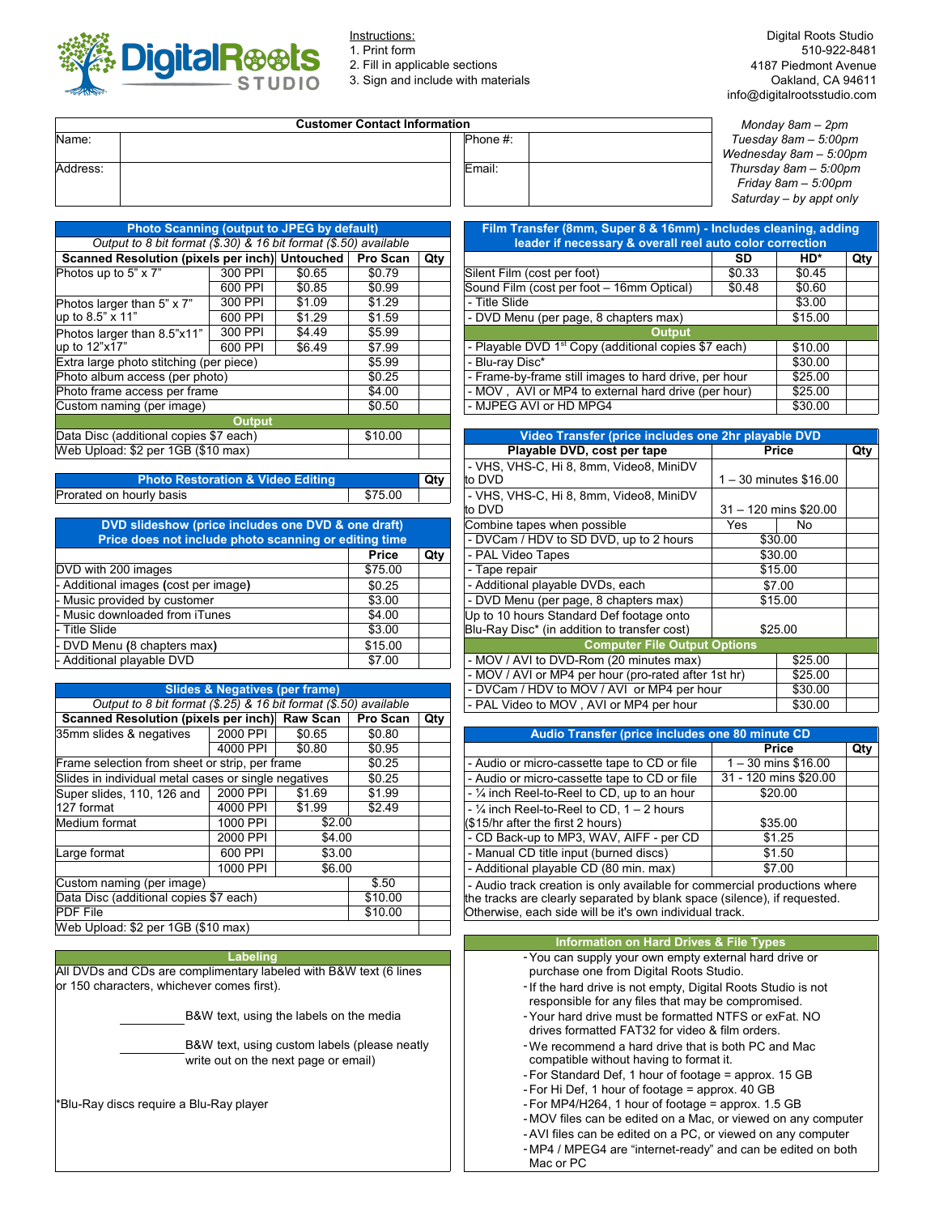# Digital Roots STUDIO

Instructions:
1. Print form
2. Fill in applicable sections
3. Sign and include with materials

Digital Roots Studio
510-922-8481
4187 Piedmont Avenue
Oakland, CA 94611
info@digitalrootsstudio.com

*Monday 8am – 2pm*
*Tuesday 8am – 5:00pm*
*Wednesday 8am – 5:00pm*
*Thursday 8am – 5:00pm*
*Friday 8am – 5:00pm*
*Saturday – by appt only*

| Customer Contact Information | | | |
|---|---|---|---|
| Name: | | Phone #: | |
| Address: | | Email: | |

## Photo Scanning (output to JPEG by default)

*Output to 8 bit format ($.30) & 16 bit format ($.50) available*

| Scanned Resolution (pixels per inch) | | Untouched | Pro Scan | Qty |
|---|---|---|---|---|
| Photos up to 5" x 7" | 300 PPI | $0.65 | $0.79 | |
| | 600 PPI | $0.85 | $0.99 | |
| Photos larger than 5" x 7" up to 8.5" x 11" | 300 PPI | $1.09 | $1.29 | |
| | 600 PPI | $1.29 | $1.59 | |
| Photos larger than 8.5"x11" up to 12"x17" | 300 PPI | $4.49 | $5.99 | |
| | 600 PPI | $6.49 | $7.99 | |
| Extra large photo stitching (per piece) | | | $5.99 | |
| Photo album access (per photo) | | | $0.25 | |
| Photo frame access per frame | | | $4.00 | |
| Custom naming (per image) | | | $0.50 | |
| **Output** | | | | |
| Data Disc (additional copies $7 each) | | | $10.00 | |
| Web Upload: $2 per 1GB ($10 max) | | | | |

## Photo Restoration & Video Editing

| | | Qty |
|---|---|---|
| Prorated on hourly basis | $75.00 | |

## DVD slideshow (price includes one DVD & one draft)

**Price does not include photo scanning or editing time**

| | Price | Qty |
|---|---|---|
| DVD with 200 images | $75.00 | |
| - Additional images (cost per image) | $0.25 | |
| - Music provided by customer | $3.00 | |
| - Music downloaded from iTunes | $4.00 | |
| - Title Slide | $3.00 | |
| - DVD Menu (8 chapters max) | $15.00 | |
| - Additional playable DVD | $7.00 | |

## Slides & Negatives (per frame)

*Output to 8 bit format ($.25) & 16 bit format ($.50) available*

| Scanned Resolution (pixels per inch) | | Raw Scan | Pro Scan | Qty |
|---|---|---|---|---|
| 35mm slides & negatives | 2000 PPI | $0.65 | $0.80 | |
| | 4000 PPI | $0.80 | $0.95 | |
| Frame selection from sheet or strip, per frame | | | $0.25 | |
| Slides in individual metal cases or single negatives | | | $0.25 | |
| Super slides, 110, 126 and 127 format | 2000 PPI | $1.69 | $1.99 | |
| | 4000 PPI | $1.99 | $2.49 | |
| Medium format | 1000 PPI | $2.00 | | |
| | 2000 PPI | $4.00 | | |
| Large format | 600 PPI | $3.00 | | |
| | 1000 PPI | $6.00 | | |
| Custom naming (per image) | | | $.50 | |
| Data Disc (additional copies $7 each) | | | $10.00 | |
| PDF File | | | $10.00 | |
| Web Upload: $2 per 1GB ($10 max) | | | | |

## Labeling

All DVDs and CDs are complimentary labeled with B&W text (6 lines or 150 characters, whichever comes first).

_________ B&W text, using the labels on the media

_________ B&W text, using custom labels (please neatly write out on the next page or email)

*Blu-Ray discs require a Blu-Ray player

## Film Transfer (8mm, Super 8 & 16mm) - Includes cleaning, adding leader if necessary & overall reel auto color correction

| | SD | HD* | Qty |
|---|---|---|---|
| Silent Film (cost per foot) | $0.33 | $0.45 | |
| Sound Film (cost per foot – 16mm Optical) | $0.48 | $0.60 | |
| - Title Slide | | $3.00 | |
| - DVD Menu (per page, 8 chapters max) | | $15.00 | |
| **Output** | | | |
| - Playable DVD 1st Copy (additional copies $7 each) | | $10.00 | |
| - Blu-ray Disc* | | $30.00 | |
| - Frame-by-frame still images to hard drive, per hour | | $25.00 | |
| - MOV , AVI or MP4 to external hard drive (per hour) | | $25.00 | |
| - MJPEG AVI or HD MPG4 | | $30.00 | |

## Video Transfer (price includes one 2hr playable DVD

| Playable DVD, cost per tape | Price | | Qty |
|---|---|---|---|
| - VHS, VHS-C, Hi 8, 8mm, Video8, MiniDV to DVD | 1 – 30 minutes $16.00 | | |
| - VHS, VHS-C, Hi 8, 8mm, Video8, MiniDV to DVD | 31 – 120 mins $20.00 | | |
| Combine tapes when possible | Yes | No | |
| - DVCam / HDV to SD DVD, up to 2 hours | $30.00 | | |
| - PAL Video Tapes | $30.00 | | |
| - Tape repair | $15.00 | | |
| - Additional playable DVDs, each | $7.00 | | |
| - DVD Menu (per page, 8 chapters max) | $15.00 | | |
| Up to 10 hours Standard Def footage onto Blu-Ray Disc* (in addition to transfer cost) | $25.00 | | |
| **Computer File Output Options** | | | |
| - MOV / AVI to DVD-Rom (20 minutes max) | $25.00 | | |
| - MOV / AVI or MP4 per hour (pro-rated after 1st hr) | $25.00 | | |
| - DVCam / HDV to MOV / AVI or MP4 per hour | $30.00 | | |
| - PAL Video to MOV , AVI or MP4 per hour | $30.00 | | |

## Audio Transfer (price includes one 80 minute CD

| | Price | Qty |
|---|---|---|
| - Audio or micro-cassette tape to CD or file | 1 – 30 mins $16.00 | |
| - Audio or micro-cassette tape to CD or file | 31 - 120 mins $20.00 | |
| - ¼ inch Reel-to-Reel to CD, up to an hour | $20.00 | |
| - ¼ inch Reel-to-Reel to CD, 1 – 2 hours ($15/hr after the first 2 hours) | $35.00 | |
| - CD Back-up to MP3, WAV, AIFF - per CD | $1.25 | |
| - Manual CD title input (burned discs) | $1.50 | |
| - Additional playable CD (80 min. max) | $7.00 | |

- Audio track creation is only available for commercial productions where the tracks are clearly separated by blank space (silence), if requested. Otherwise, each side will be it's own individual track.

## Information on Hard Drives & File Types

- You can supply your own empty external hard drive or purchase one from Digital Roots Studio.
- If the hard drive is not empty, Digital Roots Studio is not responsible for any files that may be compromised.
- Your hard drive must be formatted NTFS or exFat. NO drives formatted FAT32 for video & film orders.
- We recommend a hard drive that is both PC and Mac compatible without having to format it.
- For Standard Def, 1 hour of footage = approx. 15 GB
- For Hi Def, 1 hour of footage = approx. 40 GB
- For MP4/H264, 1 hour of footage = approx. 1.5 GB
- MOV files can be edited on a Mac, or viewed on any computer
- AVI files can be edited on a PC, or viewed on any computer
- MP4 / MPEG4 are "internet-ready" and can be edited on both Mac or PC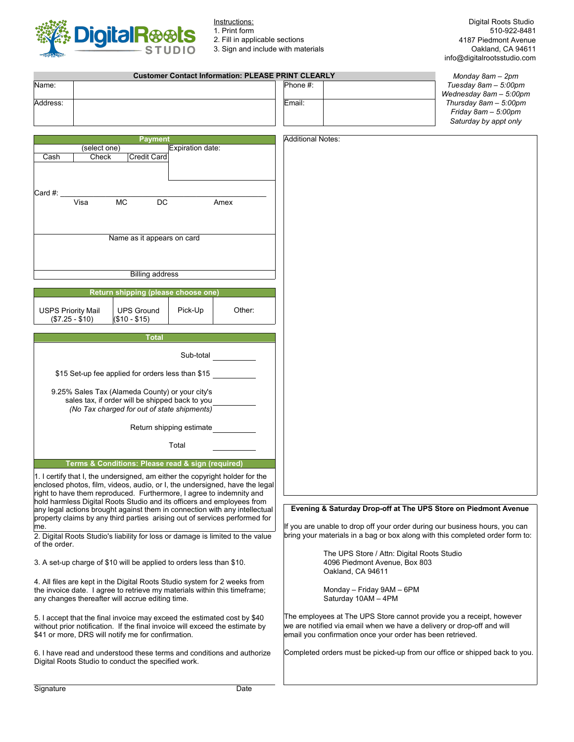Digital Roots Studio

Instructions:
1. Print form
2. Fill in applicable sections
3. Sign and include with materials

Digital Roots Studio
510-922-8481
4187 Piedmont Avenue
Oakland, CA 94611
info@digitalrootsstudio.com

*Monday 8am – 2pm*
*Tuesday 8am – 5:00pm*
*Wednesday 8am – 5:00pm*
*Thursday 8am – 5:00pm*
*Friday 8am – 5:00pm*
*Saturday by appt only*

**Customer Contact Information: PLEASE PRINT CLEARLY**

| | | | |
|---|---|---|---|
| Name: | | Phone #: | |
| Address: | | Email: | |

**Payment**

(select one)

| Cash | Check | Credit Card | Expiration date: |
|---|---|---|---|

Card #: ______________________________

Visa MC DC Amex

Name as it appears on card

Billing address

**Return shipping (please choose one)**

| USPS Priority Mail ($7.25 - $10) | UPS Ground ($10 - $15) | Pick-Up | Other: |
|---|---|---|---|

**Total**

Sub-total ________

$15 Set-up fee applied for orders less than $15 ________

9.25% Sales Tax (Alameda County) or your city's sales tax, if order will be shipped back to you *(No Tax charged for out of state shipments)* ________

Return shipping estimate ________

Total ________

**Terms & Conditions: Please read & sign (required)**

1. I certify that I, the undersigned, am either the copyright holder for the enclosed photos, film, videos, audio, or I, the undersigned, have the legal right to have them reproduced. Furthermore, I agree to indemnity and hold harmless Digital Roots Studio and its officers and employees from any legal actions brought against them in connection with any intellectual property claims by any third parties arising out of services performed for me.
2. Digital Roots Studio's liability for loss or damage is limited to the value of the order.
3. A set-up charge of $10 will be applied to orders less than $10.
4. All files are kept in the Digital Roots Studio system for 2 weeks from the invoice date. I agree to retrieve my materials within this timeframe; any changes thereafter will accrue editing time.
5. I accept that the final invoice may exceed the estimated cost by $40 without prior notification. If the final invoice will exceed the estimate by $41 or more, DRS will notify me for confirmation.
6. I have read and understood these terms and conditions and authorize Digital Roots Studio to conduct the specified work.

Signature ______________________________ Date ________

Additional Notes:

**Evening & Saturday Drop-off at The UPS Store on Piedmont Avenue**

If you are unable to drop off your order during our business hours, you can bring your materials in a bag or box along with this completed order form to:

The UPS Store / Attn: Digital Roots Studio
4096 Piedmont Avenue, Box 803
Oakland, CA 94611

Monday – Friday 9AM – 6PM
Saturday 10AM – 4PM

The employees at The UPS Store cannot provide you a receipt, however we are notified via email when we have a delivery or drop-off and will email you confirmation once your order has been retrieved.

Completed orders must be picked-up from our office or shipped back to you.